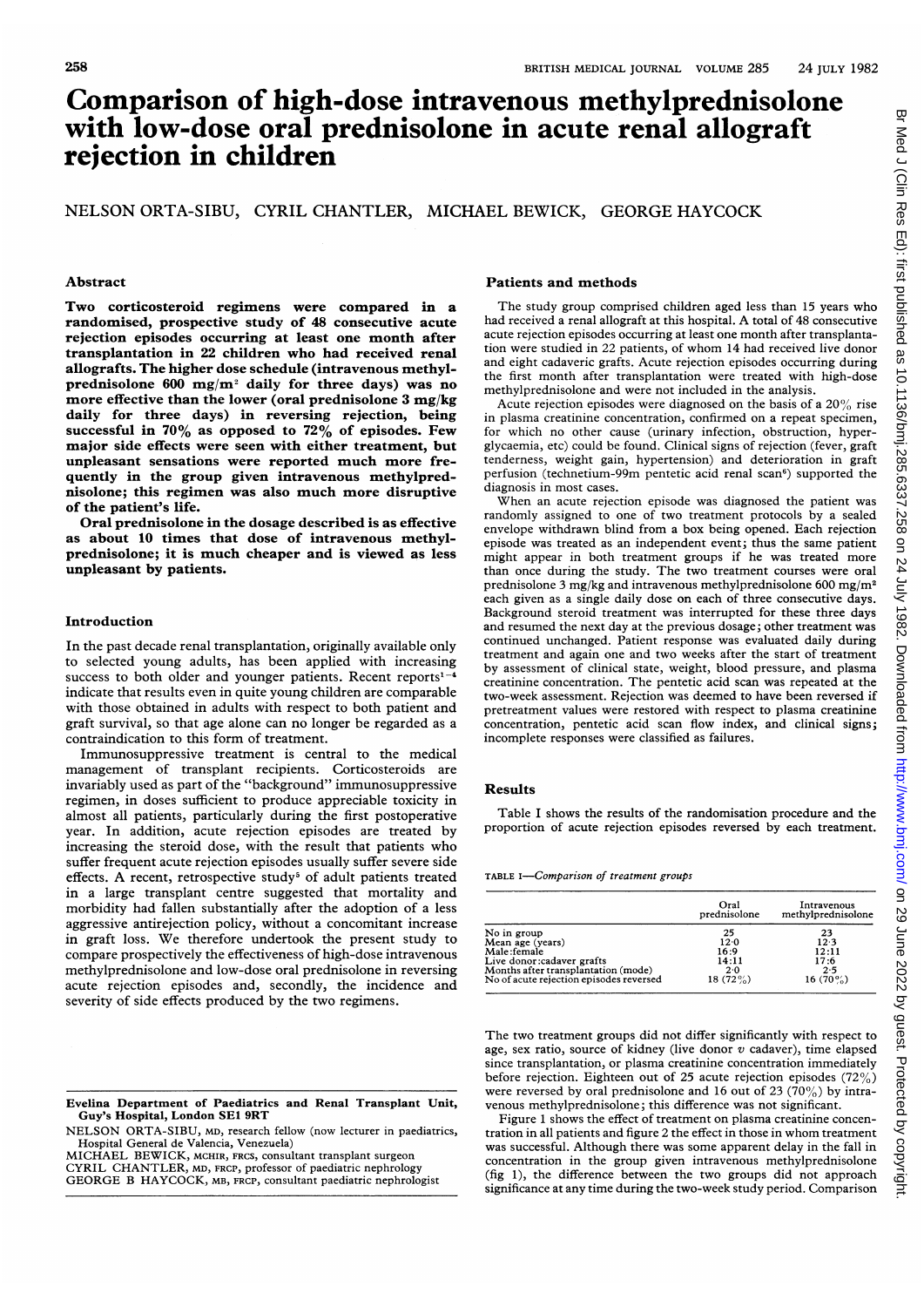# Comparison of high-dose intravenous methylprednisolone with low-dose oral prednisolone in acute renal allograft rejection in children

NELSON ORTA-SIBU, CYRIL CHANTLER, MICHAEL BEWICK, GEORGE HAYCOCK

## Abstract

**Two corticosteroid regimens were compared in a randomised, prospective study of 48 consecutive acute rejection episodes occurring at least one month after transplantation in 22 children who had received renal allografts. The higher dose schedule (intravenous methylprednisolone 600 mg/m² daily for three days) was no more effective than the lower (oral prednisolone 3 mg/kg daily for three days) in reversing rejection, being successful in 70% as opposed to 72% of episodes. Few major side effects were seen with either treatment, but unpleasant sensations were reported much more frequently in the group given intravenous methylprednisolone; this regimen was also much more disruptive of the patient's life.**

**Oral prednisolone in the dosage described is as effective as about 10 times that dose of intravenous methylprednisolone; it is much cheaper and is viewed as less unpleasant by patients.**

## Introduction

In the past decade renal transplantation, originally available only to selected young adults, has been applied with increasing success to both older and younger patients. Recent reports[1-4] indicate that results even in quite young children are comparable with those obtained in adults with respect to both patient and graft survival, so that age alone can no longer be regarded as a contraindication to this form of treatment.

Immunosuppressive treatment is central to the medical management of transplant recipients. Corticosteroids are invariably used as part of the "background" immunosuppressive regimen, in doses sufficient to produce appreciable toxicity in almost all patients, particularly during the first postoperative year. In addition, acute rejection episodes are treated by increasing the steroid dose, with the result that patients who suffer frequent acute rejection episodes usually suffer severe side effects. A recent, retrospective study[5] of adult patients treated in a large transplant centre suggested that mortality and morbidity had fallen substantially after the adoption of a less aggressive antirejection policy, without a concomitant increase in graft loss. We therefore undertook the present study to compare prospectively the effectiveness of high-dose intravenous methylprednisolone and low-dose oral prednisolone in reversing acute rejection episodes and, secondly, the incidence and severity of side effects produced by the two regimens.

Evelina Department of Paediatrics and Renal Transplant Unit, Guy's Hospital, London SE1 9RT

NELSON ORTA-SIBU, MD, research fellow (now lecturer in paediatrics, Hospital General de Valencia, Venezuela)

MICHAEL BEWICK, MCHIR, FRCS, consultant transplant surgeon

CYRIL CHANTLER, MD, FRCP, professor of paediatric nephrology

GEORGE B HAYCOCK, MB, FRCP, consultant paediatric nephrologist

## Patients and methods

The study group comprised children aged less than 15 years who had received a renal allograft at this hospital. A total of 48 consecutive acute rejection episodes occurring at least one month after transplantation were studied in 22 patients, of whom 14 had received live donor and eight cadaveric grafts. Acute rejection episodes occurring during the first month after transplantation were treated with high-dose methylprednisolone and were not included in the analysis.

Acute rejection episodes were diagnosed on the basis of a 20% rise in plasma creatinine concentration, confirmed on a repeat specimen, for which no other cause (urinary infection, obstruction, hyperglycaemia, etc) could be found. Clinical signs of rejection (fever, graft tenderness, weight gain, hypertension) and deterioration in graft perfusion (technetium-99m pentetic acid renal scan[6]) supported the diagnosis in most cases.

When an acute rejection episode was diagnosed the patient was randomly assigned to one of two treatment protocols by a sealed envelope withdrawn blind from a box being opened. Each rejection episode was treated as an independent event; thus the same patient might appear in both treatment groups if he was treated more than once during the study. The two treatment courses were oral prednisolone 3 mg/kg and intravenous methylprednisolone 600 mg/m² each given as a single daily dose on each of three consecutive days. Background steroid treatment was interrupted for these three days and resumed the next day at the previous dosage; other treatment was continued unchanged. Patient response was evaluated daily during treatment and again one and two weeks after the start of treatment by assessment of clinical state, weight, blood pressure, and plasma creatinine concentration. The pentetic acid scan was repeated at the two-week assessment. Rejection was deemed to have been reversed if pretreatment values were restored with respect to plasma creatinine concentration, pentetic acid scan flow index, and clinical signs; incomplete responses were classified as failures.

## Results

Table I shows the results of the randomisation procedure and the proportion of acute rejection episodes reversed by each treatment.

TABLE I—*Comparison of treatment groups*

| | Oral prednisolone | Intravenous methylprednisolone |
|---|---|---|
| No in group | 25 | 23 |
| Mean age (years) | 12·0 | 12·3 |
| Male:female | 16:9 | 12:11 |
| Live donor:cadaver grafts | 14:11 | 17:6 |
| Months after transplantation (mode) | 2·0 | 2·5 |
| No of acute rejection episodes reversed | 18 (72%) | 16 (70%) |

The two treatment groups did not differ significantly with respect to age, sex ratio, source of kidney (live donor *v* cadaver), time elapsed since transplantation, or plasma creatinine concentration immediately before rejection. Eighteen out of 25 acute rejection episodes (72%) were reversed by oral prednisolone and 16 out of 23 (70%) by intravenous methylprednisolone; this difference was not significant.

Figure 1 shows the effect of treatment on plasma creatinine concentration in all patients and figure 2 the effect in those in whom treatment was successful. Although there was some apparent delay in the fall in concentration in the group given intravenous methylprednisolone (fig 1), the difference between the two groups did not approach significance at any time during the two-week study period. Comparison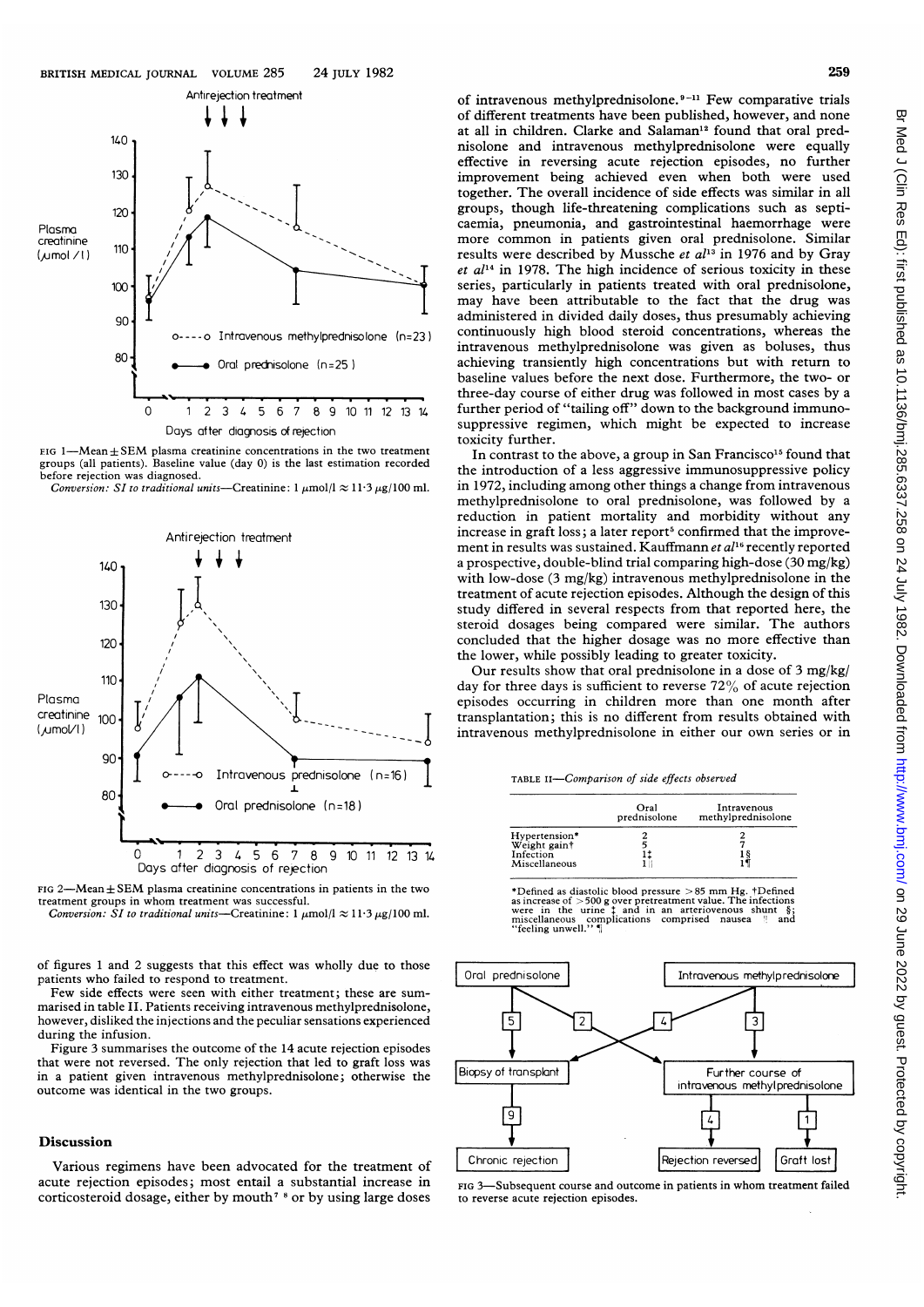FIG 1—Mean ± SEM plasma creatinine concentrations in the two treatment groups (all patients). Baseline value (day 0) is the last estimation recorded before rejection was diagnosed.
*Conversion: SI to traditional units*—Creatinine: 1 μmol/l ≈ 11·3 μg/100 ml.

FIG 2—Mean ± SEM plasma creatinine concentrations in patients in the two treatment groups in whom treatment was successful.
*Conversion: SI to traditional units*—Creatinine: 1 μmol/l ≈ 11·3 μg/100 ml.

of figures 1 and 2 suggests that this effect was wholly due to those patients who failed to respond to treatment.

Few side effects were seen with either treatment; these are summarised in table II. Patients receiving intravenous methylprednisolone, however, disliked the injections and the peculiar sensations experienced during the infusion.

Figure 3 summarises the outcome of the 14 acute rejection episodes that were not reversed. The only rejection that led to graft loss was in a patient given intravenous methylprednisolone; otherwise the outcome was identical in the two groups.

## Discussion

Various regimens have been advocated for the treatment of acute rejection episodes; most entail a substantial increase in corticosteroid dosage, either by mouth[7 8] or by using large doses of intravenous methylprednisolone.[9-11] Few comparative trials of different treatments have been published, however, and none at all in children. Clarke and Salaman[12] found that oral prednisolone and intravenous methylprednisolone were equally effective in reversing acute rejection episodes, no further improvement being achieved even when both were used together. The overall incidence of side effects was similar in all groups, though life-threatening complications such as septicaemia, pneumonia, and gastrointestinal haemorrhage were more common in patients given oral prednisolone. Similar results were described by Mussche *et al*[13] in 1976 and by Gray *et al*[14] in 1978. The high incidence of serious toxicity in these series, particularly in patients treated with oral prednisolone, may have been attributable to the fact that the drug was administered in divided daily doses, thus presumably achieving continuously high blood steroid concentrations, whereas the intravenous methylprednisolone was given as boluses, thus achieving transiently high concentrations but with return to baseline values before the next dose. Furthermore, the two- or three-day course of either drug was followed in most cases by a further period of "tailing off" down to the background immunosuppressive regimen, which might be expected to increase toxicity further.

In contrast to the above, a group in San Francisco[15] found that the introduction of a less aggressive immunosuppressive policy in 1972, including among other things a change from intravenous methylprednisolone to oral prednisone, was followed by a reduction in patient mortality and morbidity without any increase in graft loss; a later report[5] confirmed that the improvement in results was sustained. Kauffmann *et al*[16] recently reported a prospective, double-blind trial comparing high-dose (30 mg/kg) with low-dose (3 mg/kg) intravenous methylprednisolone in the treatment of acute rejection episodes. Although the design of this study differed in several respects from that reported here, the steroid dosages being compared were similar. The authors concluded that the higher dosage was no more effective than the lower, while possibly leading to greater toxicity.

Our results show that oral prednisolone in a dose of 3 mg/kg/day for three days is sufficient to reverse 72% of acute rejection episodes occurring in children more than one month after transplantation; this is no different from results obtained with intravenous methylprednisolone in either our own series or in

TABLE II—*Comparison of side effects observed*

| | Oral prednisolone | Intravenous methylprednisolone |
|---|---|---|
| Hypertension* | 2 | 2 |
| Weight gain† | 5 | 7 |
| Infection | 1‡ | 1§ |
| Miscellaneous | 1‖ | 1¶ |

*Defined as diastolic blood pressure > 85 mm Hg. †Defined as increase of > 500 g over pretreatment value. The infections were in the urine ‡ and in an arteriovenous shunt §; miscellaneous complications comprised nausea ‖ and "feeling unwell." ¶

FIG 3—Subsequent course and outcome in patients in whom treatment failed to reverse acute rejection episodes.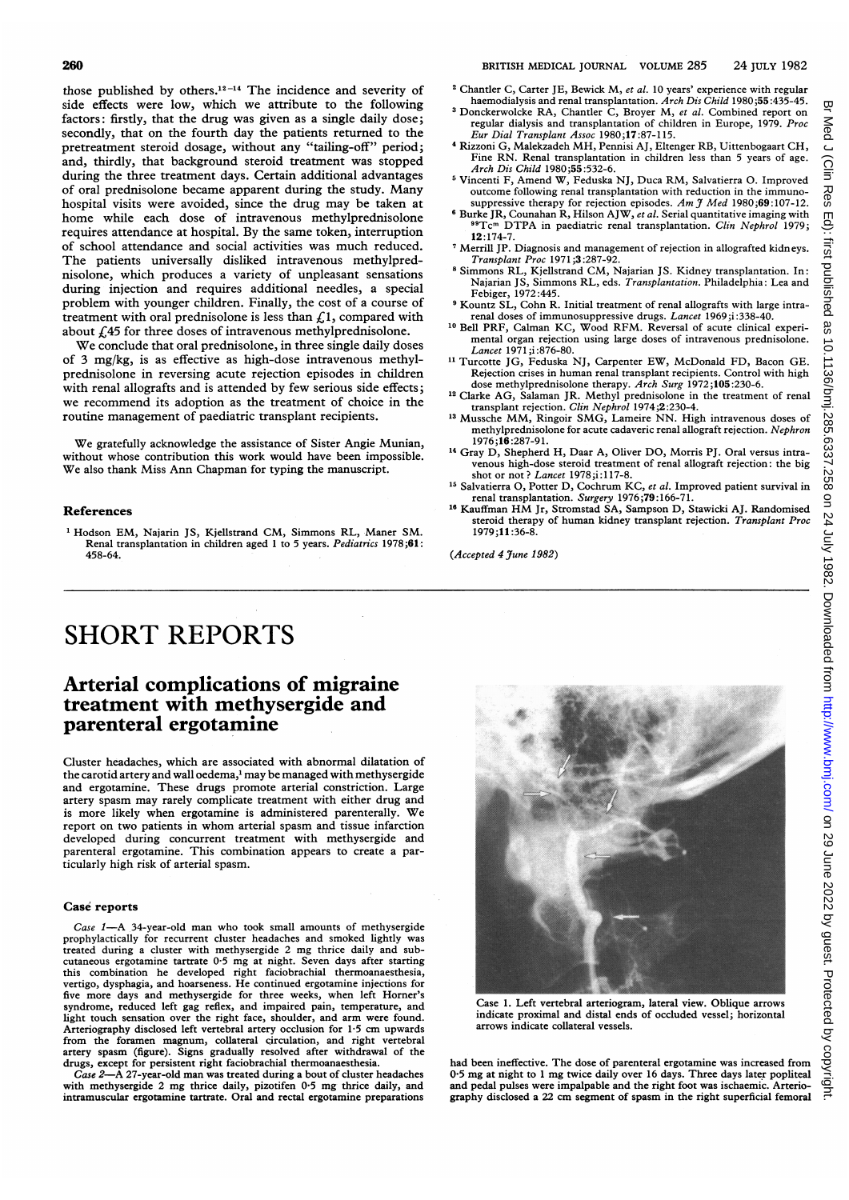those published by others.[12-14] The incidence and severity of side effects were low, which we attribute to the following factors: firstly, that the drug was given as a single daily dose; secondly, that on the fourth day the patients returned to the pretreatment steroid dosage, without any "tailing-off" period; and, thirdly, that background steroid treatment was stopped during the three treatment days. Certain additional advantages of oral prednisolone became apparent during the study. Many hospital visits were avoided, since the drug may be taken at home while each dose of intravenous methylprednisolone requires attendance at hospital. By the same token, interruption of school attendance and social activities was much reduced. The patients universally disliked intravenous methylprednisolone, which produces a variety of unpleasant sensations during injection and requires additional needles, a special problem with younger children. Finally, the cost of a course of treatment with oral prednisolone is less than £1, compared with about £45 for three doses of intravenous methylprednisolone.

We conclude that oral prednisolone, in three single daily doses of 3 mg/kg, is as effective as high-dose intravenous methylprednisolone in reversing acute rejection episodes in children with renal allografts and is attended by few serious side effects; we recommend its adoption as the treatment of choice in the routine management of paediatric transplant recipients.

We gratefully acknowledge the assistance of Sister Angie Munian, without whose contribution this work would have been impossible. We also thank Miss Ann Chapman for typing the manuscript.

## References

1 Hodson EM, Najarin JS, Kjellstrand CM, Simmons RL, Maner SM. Renal transplantation in children aged 1 to 5 years. *Pediatrics* 1978;**61**:458-64.

2 Chantler C, Carter JE, Bewick M, *et al*. 10 years' experience with regular haemodialysis and renal transplantation. *Arch Dis Child* 1980;**55**:435-45.

3 Donckerwolcke RA, Chantler C, Broyer M, *et al*. Combined report on regular dialysis and transplantation of children in Europe, 1979. *Proc Eur Dial Transplant Assoc* 1980;**17**:87-115.

4 Rizzoni G, Malekzadeh MH, Pennisi AJ, Eltenger RB, Uittenbogaart CH, Fine RN. Renal transplantation in children less than 5 years of age. *Arch Dis Child* 1980;**55**:532-6.

5 Vincenti F, Amend W, Feduska NJ, Duca RM, Salvatierra O. Improved outcome following renal transplantation with reduction in the immunosuppressive therapy for rejection episodes. *Am J Med* 1980;**69**:107-12.

6 Burke JR, Counahan R, Hilson AJW, *et al*. Serial quantitative imaging with $^{99}Tc^{m}$ DTPA in paediatric renal transplantation. *Clin Nephrol* 1979;**12**:174-7.

7 Merrill JP. Diagnosis and management of rejection in allografted kidneys. *Transplant Proc* 1971;**3**:287-92.

8 Simmons RL, Kjellstrand CM, Najarian JS. Kidney transplantation. In: Najarian JS, Simmons RL, eds. *Transplantation*. Philadelphia: Lea and Febiger, 1972:445.

9 Kountz SL, Cohn R. Initial treatment of renal allografts with large intrarenal doses of immunosuppressive drugs. *Lancet* 1969;i:338-40.

10 Bell PRF, Calman KC, Wood RFM. Reversal of acute clinical experimental organ rejection using large doses of intravenous prednisolone. *Lancet* 1971;i:876-80.

11 Turcotte JG, Feduska NJ, Carpenter EW, McDonald FD, Bacon GE. Rejection crises in human renal transplant recipients. Control with high dose methylprednisolone therapy. *Arch Surg* 1972;**105**:230-6.

12 Clarke AG, Salaman JR. Methyl prednisolone in the treatment of renal transplant rejection. *Clin Nephrol* 1974;**2**:230-4.

13 Mussche MM, Ringoir SMG, Lameire NN. High intravenous doses of methylprednisolone for acute cadaveric renal allograft rejection. *Nephron* 1976;**16**:287-91.

14 Gray D, Shepherd H, Daar A, Oliver DO, Morris PJ. Oral versus intravenous high-dose steroid treatment of renal allograft rejection: the big shot or not? *Lancet* 1978;i:117-8.

15 Salvatierra O, Potter D, Cochrum KC, *et al*. Improved patient survival in renal transplantation. *Surgery* 1976;**79**:166-71.

16 Kauffman HM Jr, Stromstad SA, Sampson D, Stawicki AJ. Randomised steroid therapy of human kidney transplant rejection. *Transplant Proc* 1979;**11**:36-8.

(*Accepted 4 June 1982*)

# SHORT REPORTS

## Arterial complications of migraine treatment with methysergide and parenteral ergotamine

Cluster headaches, which are associated with abnormal dilatation of the carotid artery and wall oedema,[1] may be managed with methysergide and ergotamine. These drugs promote arterial constriction. Large artery spasm may rarely complicate treatment with either drug and is more likely when ergotamine is administered parenterally. We report on two patients in whom arterial spasm and tissue infarction developed during concurrent treatment with methysergide and parenteral ergotamine. This combination appears to create a particularly high risk of arterial spasm.

### Case reports

*Case 1*—A 34-year-old man who took small amounts of methysergide prophylactically for recurrent cluster headaches and smoked lightly was treated during a cluster with methysergide 2 mg thrice daily and subcutaneous ergotamine tartrate 0·5 mg at night. Seven days after starting this combination he developed right faciobrachial thermoanaesthesia, vertigo, dysphagia, and hoarseness. He continued ergotamine injections for five more days and methysergide for three weeks, when left Horner's syndrome, reduced left gag reflex, and impaired pain, temperature, and light touch sensation over the right face, shoulder, and arm were found. Arteriography disclosed left vertebral artery occlusion for 1·5 cm upwards from the foramen magnum, collateral circulation, and right vertebral artery spasm (figure). Signs gradually resolved after withdrawal of the drugs, except for persistent right faciobrachial thermoanaesthesia.

*Case 2*—A 27-year-old man was treated during a bout of cluster headaches with methysergide 2 mg thrice daily, pizotifen 0·5 mg thrice daily, and intramuscular ergotamine tartrate. Oral and rectal ergotamine preparations had been ineffective. The dose of parenteral ergotamine was increased from 0·5 mg at night to 1 mg twice daily over 16 days. Three days later popliteal and pedal pulses were impalpable and the right foot was ischaemic. Arteriography disclosed a 22 cm segment of spasm in the right superficial femoral

Case 1. Left vertebral arteriogram, lateral view. Oblique arrows indicate proximal and distal ends of occluded vessel; horizontal arrows indicate collateral vessels.